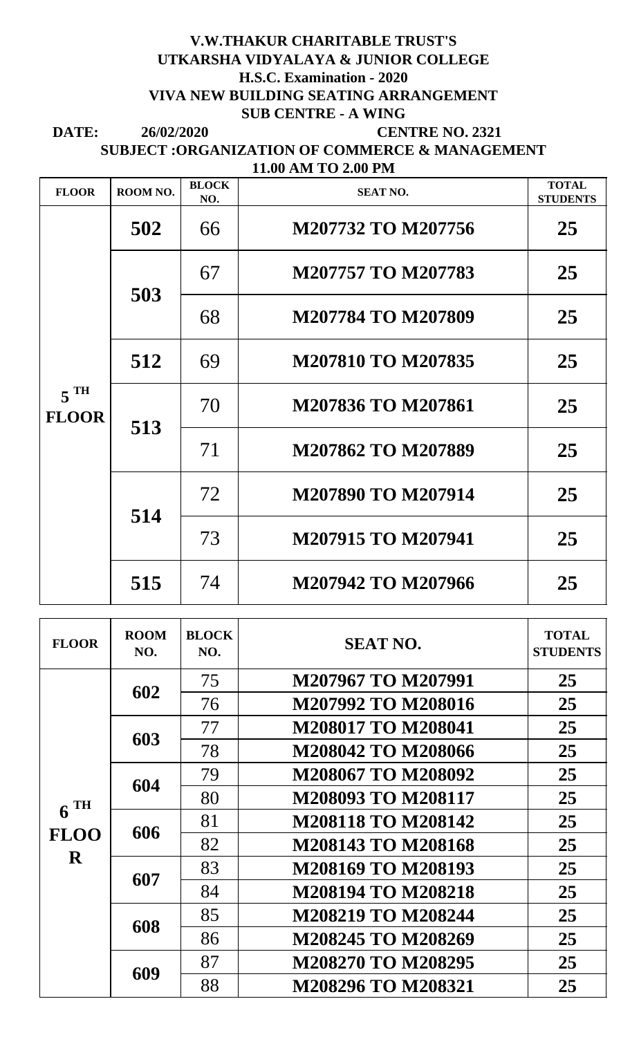**V.W.THAKUR CHARITABLE TRUST'S**
**UTKARSHA VIDYALAYA & JUNIOR COLLEGE**
**H.S.C. Examination - 2020**
**VIVA NEW BUILDING SEATING ARRANGEMENT**
**SUB CENTRE - A WING**

**DATE: 26/02/2020** **CENTRE NO. 2321**

**SUBJECT :ORGANIZATION OF COMMERCE & MANAGEMENT**
**11.00 AM TO 2.00 PM**

| FLOOR | ROOM NO. | BLOCK NO. | SEAT NO. | TOTAL STUDENTS |
|---|---|---|---|---|
| 5 TH FLOOR | 502 | 66 | M207732 TO M207756 | 25 |
| | 503 | 67 | M207757 TO M207783 | 25 |
| | | 68 | M207784 TO M207809 | 25 |
| | 512 | 69 | M207810 TO M207835 | 25 |
| | 513 | 70 | M207836 TO M207861 | 25 |
| | | 71 | M207862 TO M207889 | 25 |
| | 514 | 72 | M207890 TO M207914 | 25 |
| | | 73 | M207915 TO M207941 | 25 |
| | 515 | 74 | M207942 TO M207966 | 25 |

| FLOOR | ROOM NO. | BLOCK NO. | SEAT NO. | TOTAL STUDENTS |
|---|---|---|---|---|
| 6 TH FLOOR | 602 | 75 | M207967 TO M207991 | 25 |
| | | 76 | M207992 TO M208016 | 25 |
| | 603 | 77 | M208017 TO M208041 | 25 |
| | | 78 | M208042 TO M208066 | 25 |
| | 604 | 79 | M208067 TO M208092 | 25 |
| | | 80 | M208093 TO M208117 | 25 |
| | 606 | 81 | M208118 TO M208142 | 25 |
| | | 82 | M208143 TO M208168 | 25 |
| | 607 | 83 | M208169 TO M208193 | 25 |
| | | 84 | M208194 TO M208218 | 25 |
| | 608 | 85 | M208219 TO M208244 | 25 |
| | | 86 | M208245 TO M208269 | 25 |
| | 609 | 87 | M208270 TO M208295 | 25 |
| | | 88 | M208296 TO M208321 | 25 |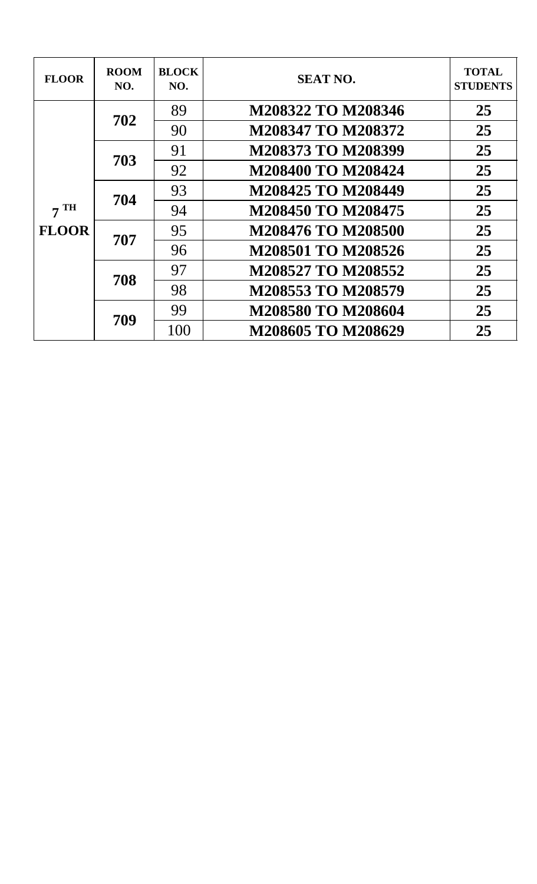| FLOOR | ROOM NO. | BLOCK NO. | SEAT NO. | TOTAL STUDENTS |
|---|---|---|---|---|
| 7 TH FLOOR | 702 | 89 | M208322 TO M208346 | 25 |
| | | 90 | M208347 TO M208372 | 25 |
| | 703 | 91 | M208373 TO M208399 | 25 |
| | | 92 | M208400 TO M208424 | 25 |
| | 704 | 93 | M208425 TO M208449 | 25 |
| | | 94 | M208450 TO M208475 | 25 |
| | 707 | 95 | M208476 TO M208500 | 25 |
| | | 96 | M208501 TO M208526 | 25 |
| | 708 | 97 | M208527 TO M208552 | 25 |
| | | 98 | M208553 TO M208579 | 25 |
| | 709 | 99 | M208580 TO M208604 | 25 |
| | | 100 | M208605 TO M208629 | 25 |